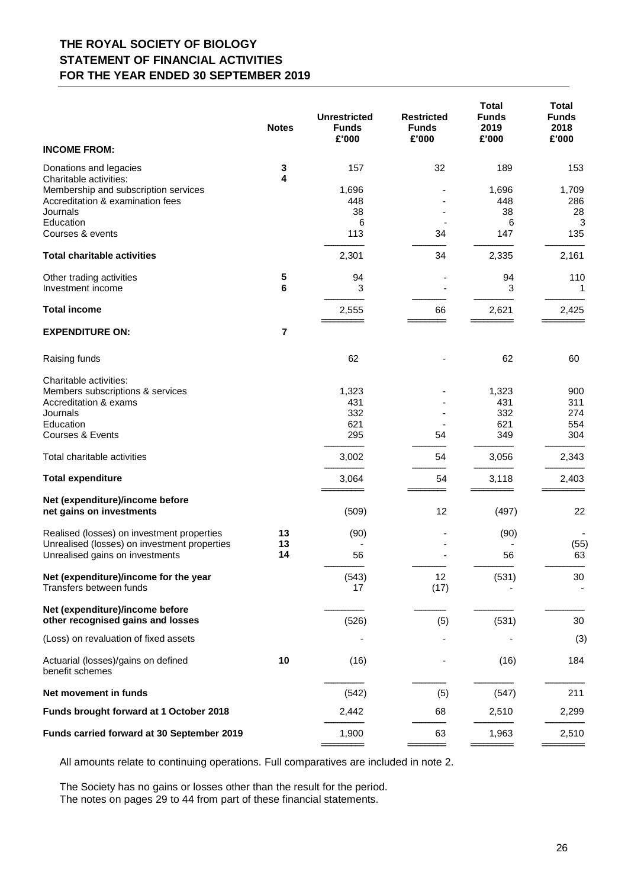# THE ROYAL SOCIETY OF BIOLOGY
## STATEMENT OF FINANCIAL ACTIVITIES
## FOR THE YEAR ENDED 30 SEPTEMBER 2019

| | Notes | Unrestricted Funds £'000 | Restricted Funds £'000 | Total Funds 2019 £'000 | Total Funds 2018 £'000 |
|---|---|---|---|---|---|
| **INCOME FROM:** | | | | | |
| Donations and legacies | 3 | 157 | 32 | 189 | 153 |
| Charitable activities: | 4 | | | | |
| Membership and subscription services | | 1,696 | - | 1,696 | 1,709 |
| Accreditation & examination fees | | 448 | - | 448 | 286 |
| Journals | | 38 | - | 38 | 28 |
| Education | | 6 | - | 6 | 3 |
| Courses & events | | 113 | 34 | 147 | 135 |
| **Total charitable activities** | | 2,301 | 34 | 2,335 | 2,161 |
| Other trading activities | 5 | 94 | - | 94 | 110 |
| Investment income | 6 | 3 | - | 3 | 1 |
| **Total income** | | 2,555 | 66 | 2,621 | 2,425 |
| **EXPENDITURE ON:** | 7 | | | | |
| Raising funds | | 62 | - | 62 | 60 |
| Charitable activities: | | | | | |
| Members subscriptions & services | | 1,323 | - | 1,323 | 900 |
| Accreditation & exams | | 431 | - | 431 | 311 |
| Journals | | 332 | - | 332 | 274 |
| Education | | 621 | - | 621 | 554 |
| Courses & Events | | 295 | 54 | 349 | 304 |
| Total charitable activities | | 3,002 | 54 | 3,056 | 2,343 |
| **Total expenditure** | | 3,064 | 54 | 3,118 | 2,403 |
| **Net (expenditure)/income before net gains on investments** | | (509) | 12 | (497) | 22 |
| Realised (losses) on investment properties | 13 | (90) | - | (90) | - |
| Unrealised (losses) on investment properties | 13 | - | - | - | (55) |
| Unrealised gains on investments | 14 | 56 | - | 56 | 63 |
| **Net (expenditure)/income for the year** | | (543) | 12 | (531) | 30 |
| Transfers between funds | | 17 | (17) | - | - |
| **Net (expenditure)/income before other recognised gains and losses** | | (526) | (5) | (531) | 30 |
| (Loss) on revaluation of fixed assets | | - | - | - | (3) |
| Actuarial (losses)/gains on defined benefit schemes | 10 | (16) | - | (16) | 184 |
| **Net movement in funds** | | (542) | (5) | (547) | 211 |
| **Funds brought forward at 1 October 2018** | | 2,442 | 68 | 2,510 | 2,299 |
| **Funds carried forward at 30 September 2019** | | 1,900 | 63 | 1,963 | 2,510 |

All amounts relate to continuing operations. Full comparatives are included in note 2.

The Society has no gains or losses other than the result for the period.
The notes on pages 29 to 44 from part of these financial statements.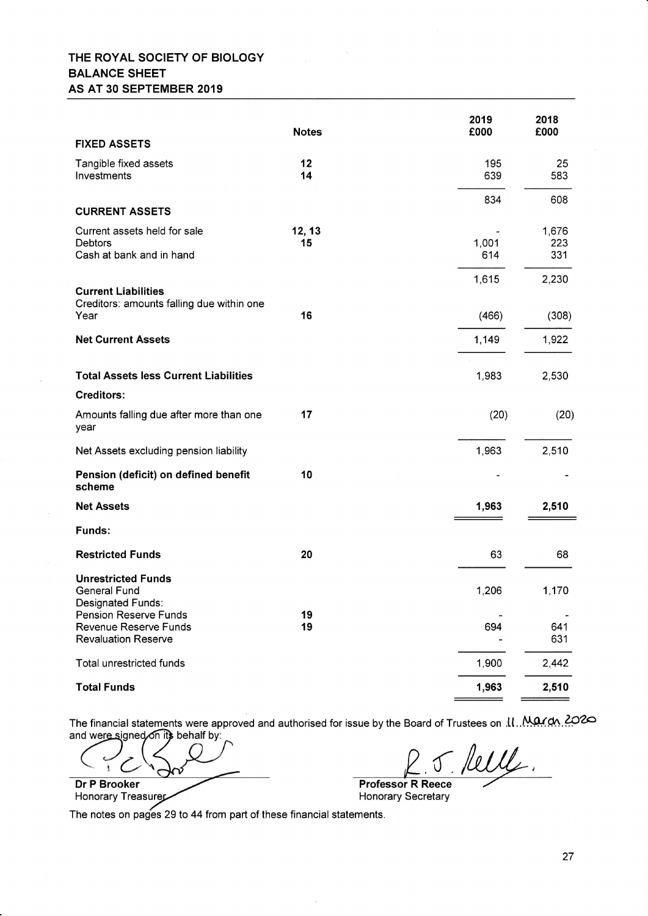# THE ROYAL SOCIETY OF BIOLOGY
## BALANCE SHEET
## AS AT 30 SEPTEMBER 2019

| | Notes | 2019 £000 | 2018 £000 |
|---|---|---|---|
| **FIXED ASSETS** | | | |
| Tangible fixed assets | 12 | 195 | 25 |
| Investments | 14 | 639 | 583 |
| | | 834 | 608 |
| **CURRENT ASSETS** | | | |
| Current assets held for sale | 12, 13 | - | 1,676 |
| Debtors | 15 | 1,001 | 223 |
| Cash at bank and in hand | | 614 | 331 |
| | | 1,615 | 2,230 |
| **Current Liabilities** | | | |
| Creditors: amounts falling due within one Year | 16 | (466) | (308) |
| **Net Current Assets** | | 1,149 | 1,922 |
| **Total Assets less Current Liabilities** | | 1,983 | 2,530 |
| **Creditors:** | | | |
| Amounts falling due after more than one year | 17 | (20) | (20) |
| Net Assets excluding pension liability | | 1,963 | 2,510 |
| **Pension (deficit) on defined benefit scheme** | 10 | - | - |
| **Net Assets** | | **1,963** | **2,510** |
| **Funds:** | | | |
| **Restricted Funds** | 20 | 63 | 68 |
| **Unrestricted Funds** | | | |
| General Fund | | 1,206 | 1,170 |
| Designated Funds: | | | |
| Pension Reserve Funds | 19 | - | - |
| Revenue Reserve Funds | 19 | 694 | 641 |
| Revaluation Reserve | | - | 631 |
| Total unrestricted funds | | 1,900 | 2,442 |
| **Total Funds** | | **1,963** | **2,510** |

The financial statements were approved and authorised for issue by the Board of Trustees on 11 March 2020 and were signed on its behalf by:

**Dr P Brooker**
Honorary Treasurer

**Professor R Reece**
Honorary Secretary

The notes on pages 29 to 44 from part of these financial statements.